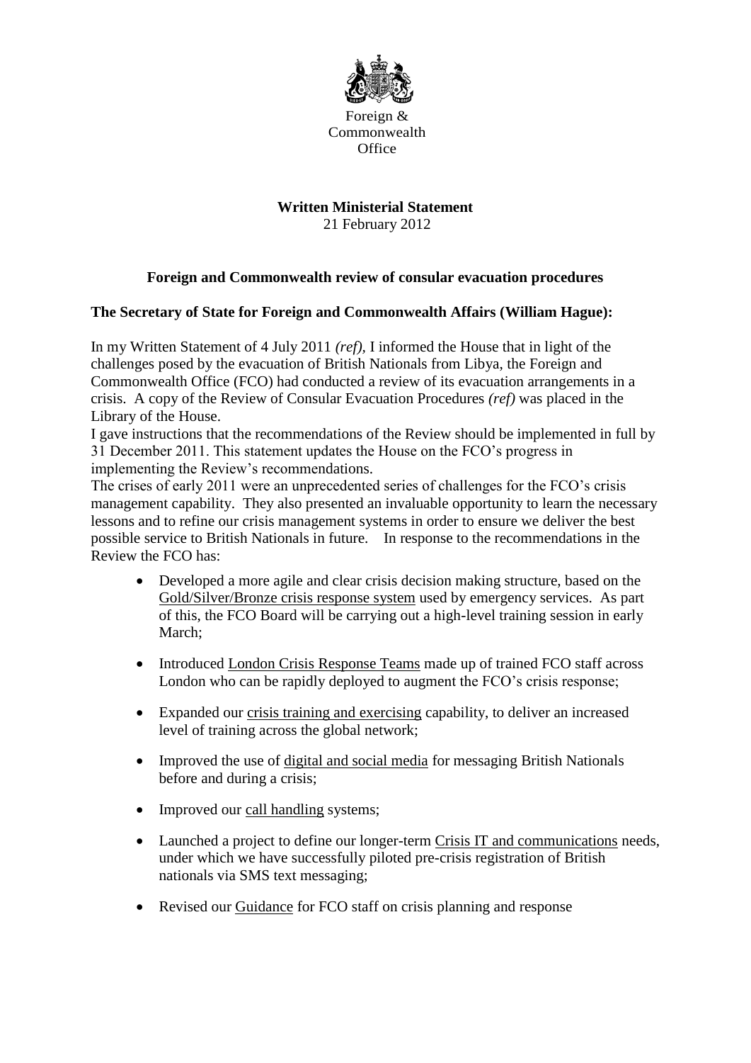Foreign & Commonwealth Office

**Written Ministerial Statement**
21 February 2012

**Foreign and Commonwealth review of consular evacuation procedures**

**The Secretary of State for Foreign and Commonwealth Affairs (William Hague):**

In my Written Statement of 4 July 2011 *(ref)*, I informed the House that in light of the challenges posed by the evacuation of British Nationals from Libya, the Foreign and Commonwealth Office (FCO) had conducted a review of its evacuation arrangements in a crisis. A copy of the Review of Consular Evacuation Procedures *(ref)* was placed in the Library of the House.

I gave instructions that the recommendations of the Review should be implemented in full by 31 December 2011. This statement updates the House on the FCO's progress in implementing the Review's recommendations.

The crises of early 2011 were an unprecedented series of challenges for the FCO's crisis management capability. They also presented an invaluable opportunity to learn the necessary lessons and to refine our crisis management systems in order to ensure we deliver the best possible service to British Nationals in future. In response to the recommendations in the Review the FCO has:

- Developed a more agile and clear crisis decision making structure, based on the Gold/Silver/Bronze crisis response system used by emergency services. As part of this, the FCO Board will be carrying out a high-level training session in early March;
- Introduced London Crisis Response Teams made up of trained FCO staff across London who can be rapidly deployed to augment the FCO's crisis response;
- Expanded our crisis training and exercising capability, to deliver an increased level of training across the global network;
- Improved the use of digital and social media for messaging British Nationals before and during a crisis;
- Improved our call handling systems;
- Launched a project to define our longer-term Crisis IT and communications needs, under which we have successfully piloted pre-crisis registration of British nationals via SMS text messaging;
- Revised our Guidance for FCO staff on crisis planning and response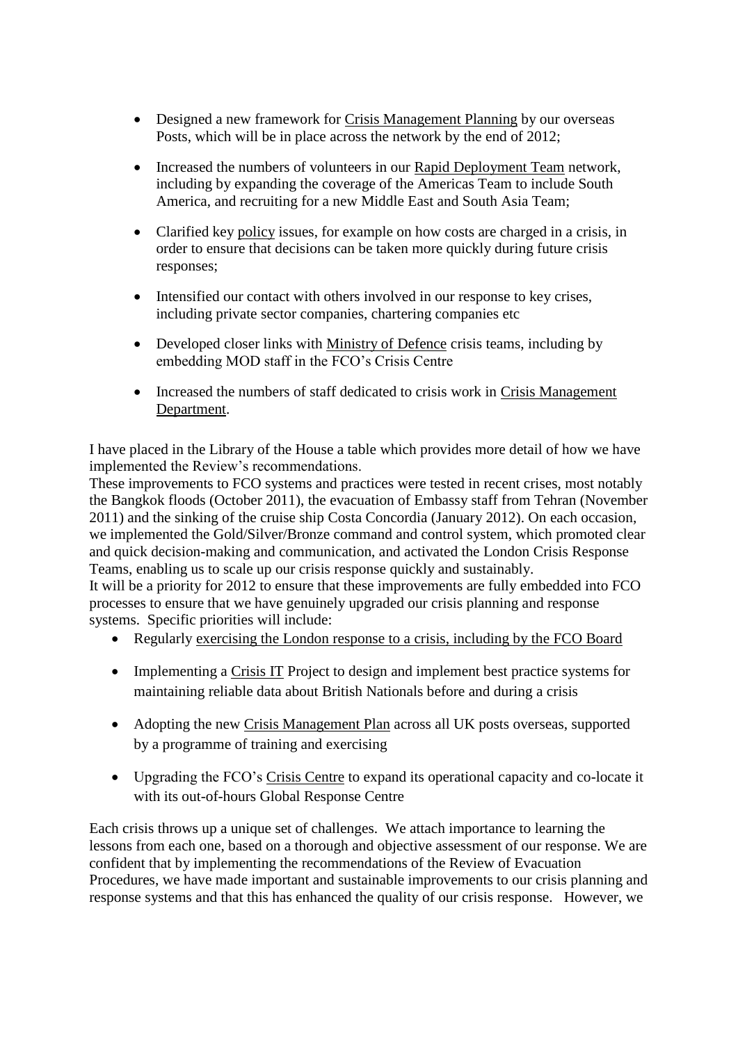- Designed a new framework for Crisis Management Planning by our overseas Posts, which will be in place across the network by the end of 2012;
- Increased the numbers of volunteers in our Rapid Deployment Team network, including by expanding the coverage of the Americas Team to include South America, and recruiting for a new Middle East and South Asia Team;
- Clarified key policy issues, for example on how costs are charged in a crisis, in order to ensure that decisions can be taken more quickly during future crisis responses;
- Intensified our contact with others involved in our response to key crises, including private sector companies, chartering companies etc
- Developed closer links with Ministry of Defence crisis teams, including by embedding MOD staff in the FCO's Crisis Centre
- Increased the numbers of staff dedicated to crisis work in Crisis Management Department.

I have placed in the Library of the House a table which provides more detail of how we have implemented the Review's recommendations.

These improvements to FCO systems and practices were tested in recent crises, most notably the Bangkok floods (October 2011), the evacuation of Embassy staff from Tehran (November 2011) and the sinking of the cruise ship Costa Concordia (January 2012). On each occasion, we implemented the Gold/Silver/Bronze command and control system, which promoted clear and quick decision-making and communication, and activated the London Crisis Response Teams, enabling us to scale up our crisis response quickly and sustainably.

It will be a priority for 2012 to ensure that these improvements are fully embedded into FCO processes to ensure that we have genuinely upgraded our crisis planning and response systems. Specific priorities will include:

- Regularly exercising the London response to a crisis, including by the FCO Board
- Implementing a Crisis IT Project to design and implement best practice systems for maintaining reliable data about British Nationals before and during a crisis
- Adopting the new Crisis Management Plan across all UK posts overseas, supported by a programme of training and exercising
- Upgrading the FCO's Crisis Centre to expand its operational capacity and co-locate it with its out-of-hours Global Response Centre

Each crisis throws up a unique set of challenges. We attach importance to learning the lessons from each one, based on a thorough and objective assessment of our response. We are confident that by implementing the recommendations of the Review of Evacuation Procedures, we have made important and sustainable improvements to our crisis planning and response systems and that this has enhanced the quality of our crisis response. However, we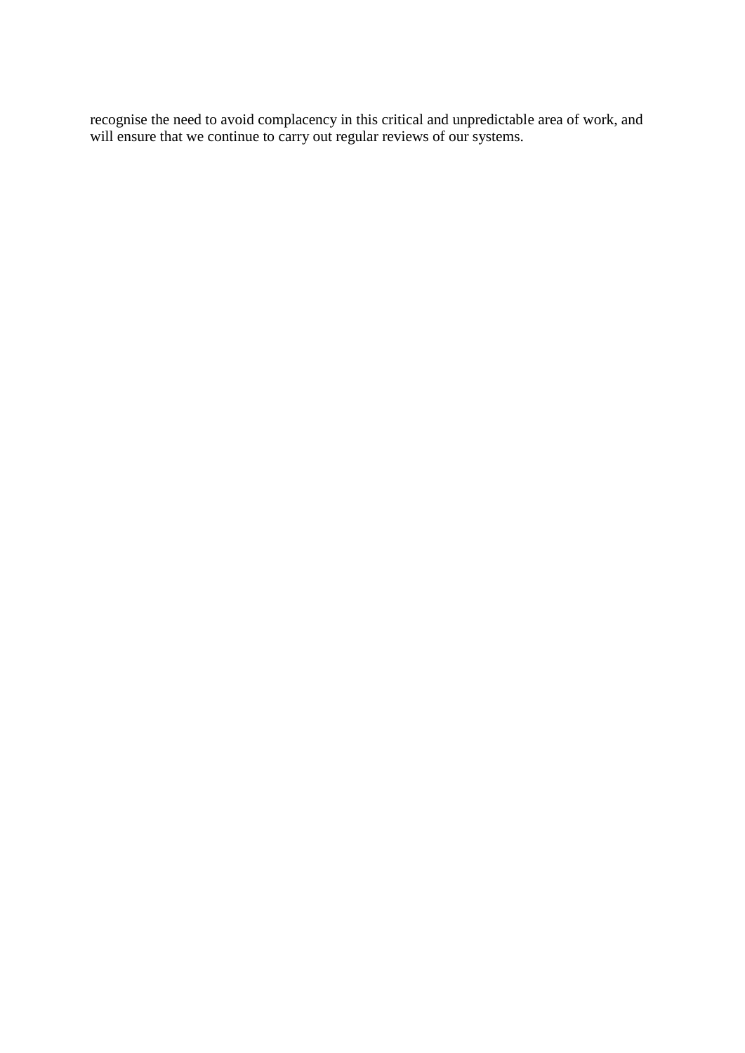recognise the need to avoid complacency in this critical and unpredictable area of work, and will ensure that we continue to carry out regular reviews of our systems.